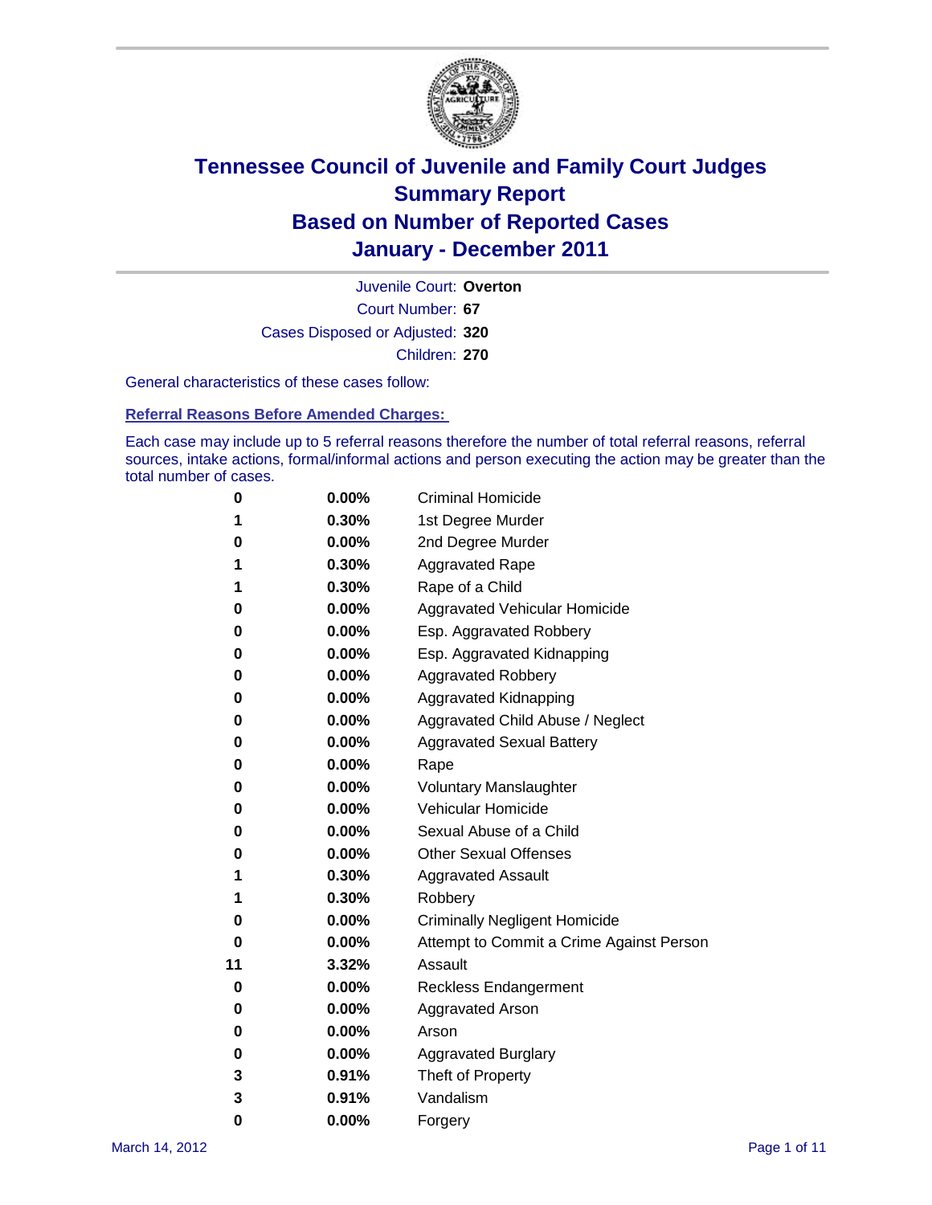# Tennessee Council of Juvenile and Family Court Judges
## Summary Report
## Based on Number of Reported Cases
## January - December 2011

Juvenile Court: **Overton**
Court Number: **67**
Cases Disposed or Adjusted: **320**
Children: **270**

General characteristics of these cases follow:

### Referral Reasons Before Amended Charges:

Each case may include up to 5 referral reasons therefore the number of total referral reasons, referral sources, intake actions, formal/informal actions and person executing the action may be greater than the total number of cases.

| Count | Percent | Referral Reason |
|---|---|---|
| 0 | 0.00% | Criminal Homicide |
| 1 | 0.30% | 1st Degree Murder |
| 0 | 0.00% | 2nd Degree Murder |
| 1 | 0.30% | Aggravated Rape |
| 1 | 0.30% | Rape of a Child |
| 0 | 0.00% | Aggravated Vehicular Homicide |
| 0 | 0.00% | Esp. Aggravated Robbery |
| 0 | 0.00% | Esp. Aggravated Kidnapping |
| 0 | 0.00% | Aggravated Robbery |
| 0 | 0.00% | Aggravated Kidnapping |
| 0 | 0.00% | Aggravated Child Abuse / Neglect |
| 0 | 0.00% | Aggravated Sexual Battery |
| 0 | 0.00% | Rape |
| 0 | 0.00% | Voluntary Manslaughter |
| 0 | 0.00% | Vehicular Homicide |
| 0 | 0.00% | Sexual Abuse of a Child |
| 0 | 0.00% | Other Sexual Offenses |
| 1 | 0.30% | Aggravated Assault |
| 1 | 0.30% | Robbery |
| 0 | 0.00% | Criminally Negligent Homicide |
| 0 | 0.00% | Attempt to Commit a Crime Against Person |
| 11 | 3.32% | Assault |
| 0 | 0.00% | Reckless Endangerment |
| 0 | 0.00% | Aggravated Arson |
| 0 | 0.00% | Arson |
| 0 | 0.00% | Aggravated Burglary |
| 3 | 0.91% | Theft of Property |
| 3 | 0.91% | Vandalism |
| 0 | 0.00% | Forgery |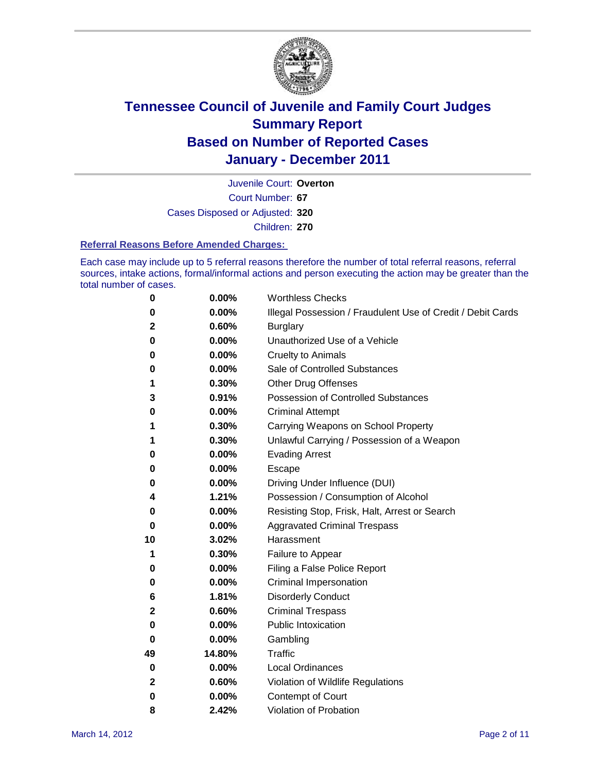# Tennessee Council of Juvenile and Family Court Judges
## Summary Report
## Based on Number of Reported Cases
## January - December 2011

Juvenile Court: **Overton**

Court Number: **67**

Cases Disposed or Adjusted: **320**

Children: **270**

### Referral Reasons Before Amended Charges:

Each case may include up to 5 referral reasons therefore the number of total referral reasons, referral sources, intake actions, formal/informal actions and person executing the action may be greater than the total number of cases.

| | | |
|---|---|---|
| 0 | 0.00% | Worthless Checks |
| 0 | 0.00% | Illegal Possession / Fraudulent Use of Credit / Debit Cards |
| 2 | 0.60% | Burglary |
| 0 | 0.00% | Unauthorized Use of a Vehicle |
| 0 | 0.00% | Cruelty to Animals |
| 0 | 0.00% | Sale of Controlled Substances |
| 1 | 0.30% | Other Drug Offenses |
| 3 | 0.91% | Possession of Controlled Substances |
| 0 | 0.00% | Criminal Attempt |
| 1 | 0.30% | Carrying Weapons on School Property |
| 1 | 0.30% | Unlawful Carrying / Possession of a Weapon |
| 0 | 0.00% | Evading Arrest |
| 0 | 0.00% | Escape |
| 0 | 0.00% | Driving Under Influence (DUI) |
| 4 | 1.21% | Possession / Consumption of Alcohol |
| 0 | 0.00% | Resisting Stop, Frisk, Halt, Arrest or Search |
| 0 | 0.00% | Aggravated Criminal Trespass |
| 10 | 3.02% | Harassment |
| 1 | 0.30% | Failure to Appear |
| 0 | 0.00% | Filing a False Police Report |
| 0 | 0.00% | Criminal Impersonation |
| 6 | 1.81% | Disorderly Conduct |
| 2 | 0.60% | Criminal Trespass |
| 0 | 0.00% | Public Intoxication |
| 0 | 0.00% | Gambling |
| 49 | 14.80% | Traffic |
| 0 | 0.00% | Local Ordinances |
| 2 | 0.60% | Violation of Wildlife Regulations |
| 0 | 0.00% | Contempt of Court |
| 8 | 2.42% | Violation of Probation |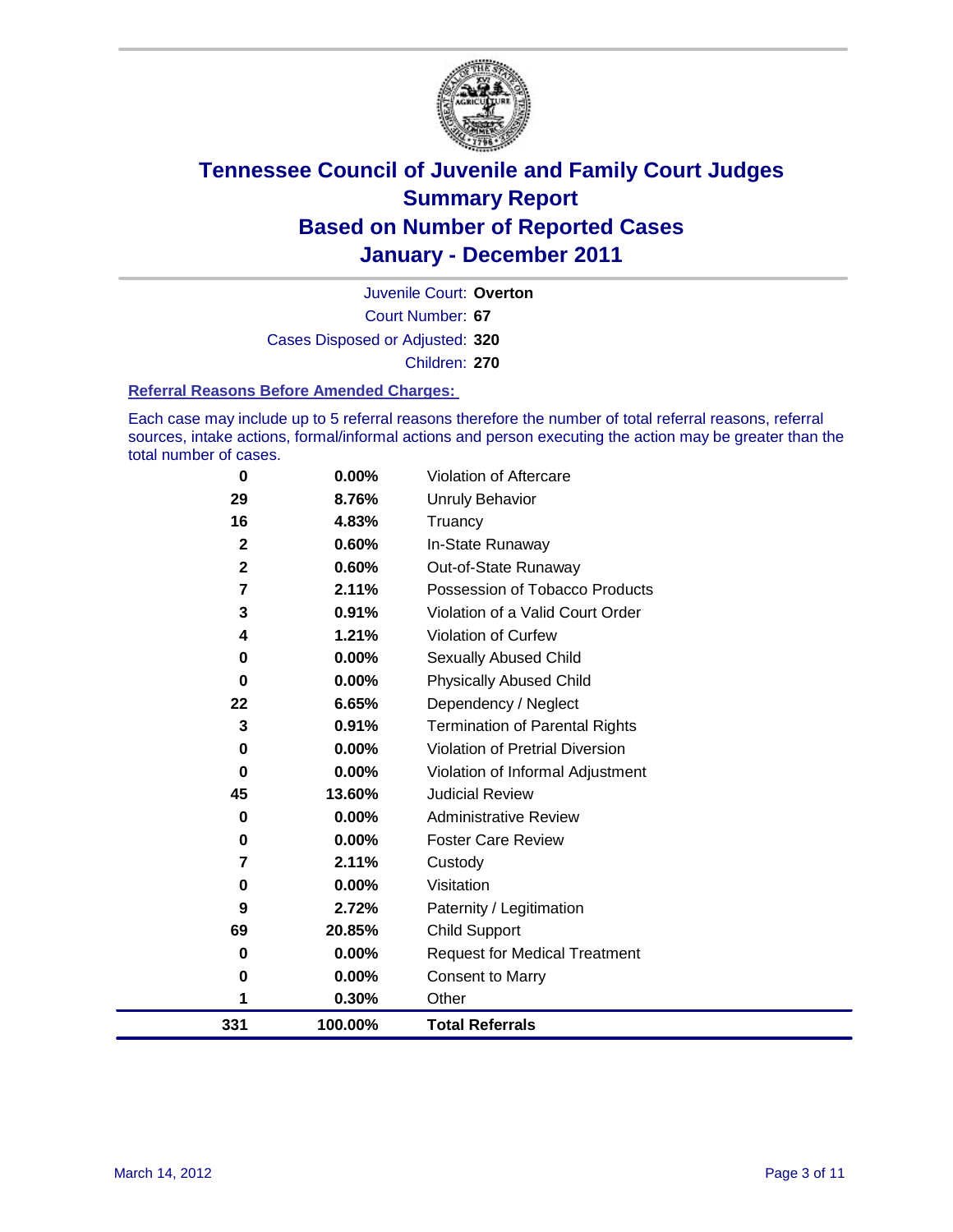# Tennessee Council of Juvenile and Family Court Judges
## Summary Report
## Based on Number of Reported Cases
## January - December 2011

Juvenile Court: **Overton**

Court Number: **67**

Cases Disposed or Adjusted: **320**

Children: **270**

### Referral Reasons Before Amended Charges:

Each case may include up to 5 referral reasons therefore the number of total referral reasons, referral sources, intake actions, formal/informal actions and person executing the action may be greater than the total number of cases.

| Count | Percent | Referral Reason |
|---|---|---|
| 0 | 0.00% | Violation of Aftercare |
| 29 | 8.76% | Unruly Behavior |
| 16 | 4.83% | Truancy |
| 2 | 0.60% | In-State Runaway |
| 2 | 0.60% | Out-of-State Runaway |
| 7 | 2.11% | Possession of Tobacco Products |
| 3 | 0.91% | Violation of a Valid Court Order |
| 4 | 1.21% | Violation of Curfew |
| 0 | 0.00% | Sexually Abused Child |
| 0 | 0.00% | Physically Abused Child |
| 22 | 6.65% | Dependency / Neglect |
| 3 | 0.91% | Termination of Parental Rights |
| 0 | 0.00% | Violation of Pretrial Diversion |
| 0 | 0.00% | Violation of Informal Adjustment |
| 45 | 13.60% | Judicial Review |
| 0 | 0.00% | Administrative Review |
| 0 | 0.00% | Foster Care Review |
| 7 | 2.11% | Custody |
| 0 | 0.00% | Visitation |
| 9 | 2.72% | Paternity / Legitimation |
| 69 | 20.85% | Child Support |
| 0 | 0.00% | Request for Medical Treatment |
| 0 | 0.00% | Consent to Marry |
| 1 | 0.30% | Other |
| **331** | **100.00%** | **Total Referrals** |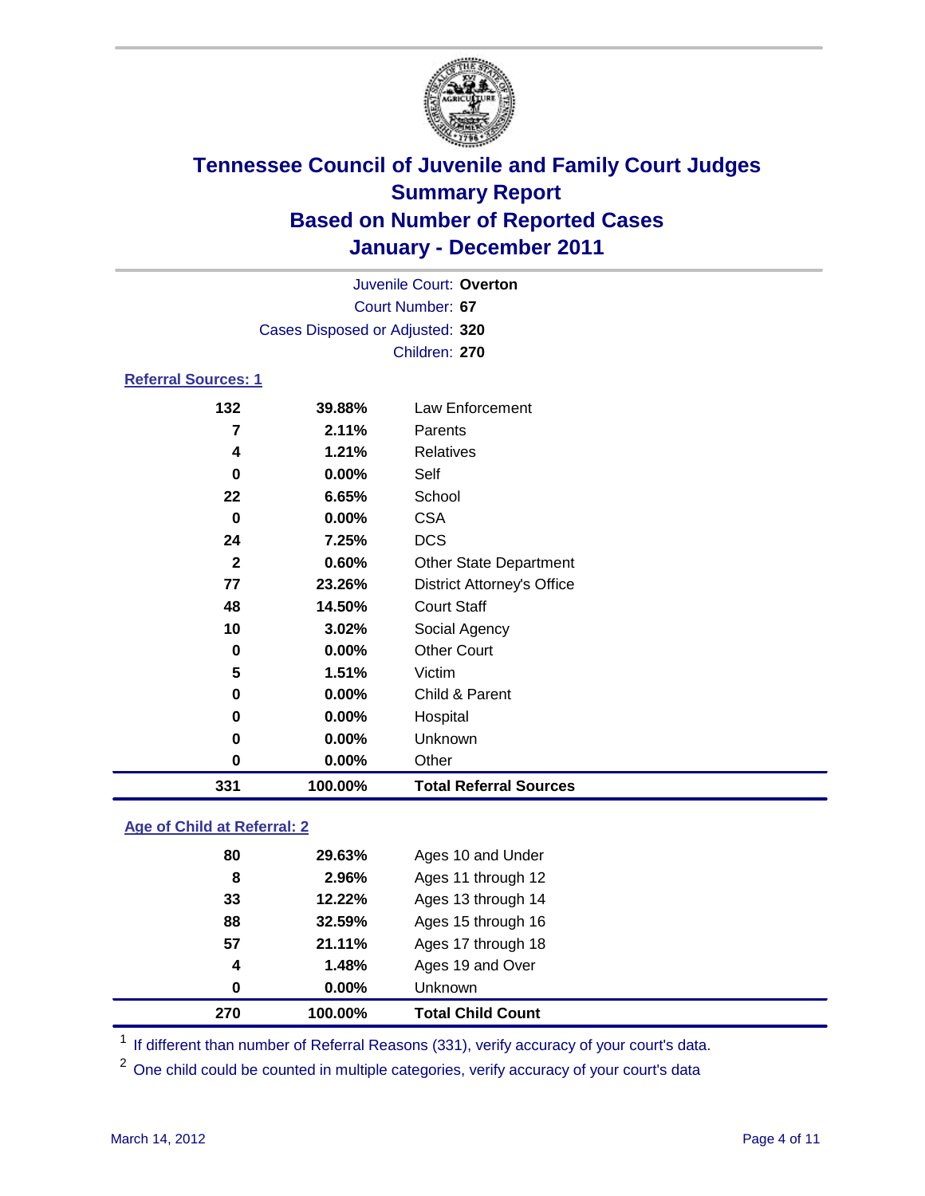# Tennessee Council of Juvenile and Family Court Judges
## Summary Report
## Based on Number of Reported Cases
## January - December 2011

Juvenile Court: **Overton**
Court Number: **67**
Cases Disposed or Adjusted: **320**
Children: **270**

### Referral Sources: 1

| | | |
|---|---|---|
| 132 | 39.88% | Law Enforcement |
| 7 | 2.11% | Parents |
| 4 | 1.21% | Relatives |
| 0 | 0.00% | Self |
| 22 | 6.65% | School |
| 0 | 0.00% | CSA |
| 24 | 7.25% | DCS |
| 2 | 0.60% | Other State Department |
| 77 | 23.26% | District Attorney's Office |
| 48 | 14.50% | Court Staff |
| 10 | 3.02% | Social Agency |
| 0 | 0.00% | Other Court |
| 5 | 1.51% | Victim |
| 0 | 0.00% | Child & Parent |
| 0 | 0.00% | Hospital |
| 0 | 0.00% | Unknown |
| 0 | 0.00% | Other |
| **331** | **100.00%** | **Total Referral Sources** |

### Age of Child at Referral: 2

| | | |
|---|---|---|
| 80 | 29.63% | Ages 10 and Under |
| 8 | 2.96% | Ages 11 through 12 |
| 33 | 12.22% | Ages 13 through 14 |
| 88 | 32.59% | Ages 15 through 16 |
| 57 | 21.11% | Ages 17 through 18 |
| 4 | 1.48% | Ages 19 and Over |
| 0 | 0.00% | Unknown |
| **270** | **100.00%** | **Total Child Count** |

[1] If different than number of Referral Reasons (331), verify accuracy of your court's data.

[2] One child could be counted in multiple categories, verify accuracy of your court's data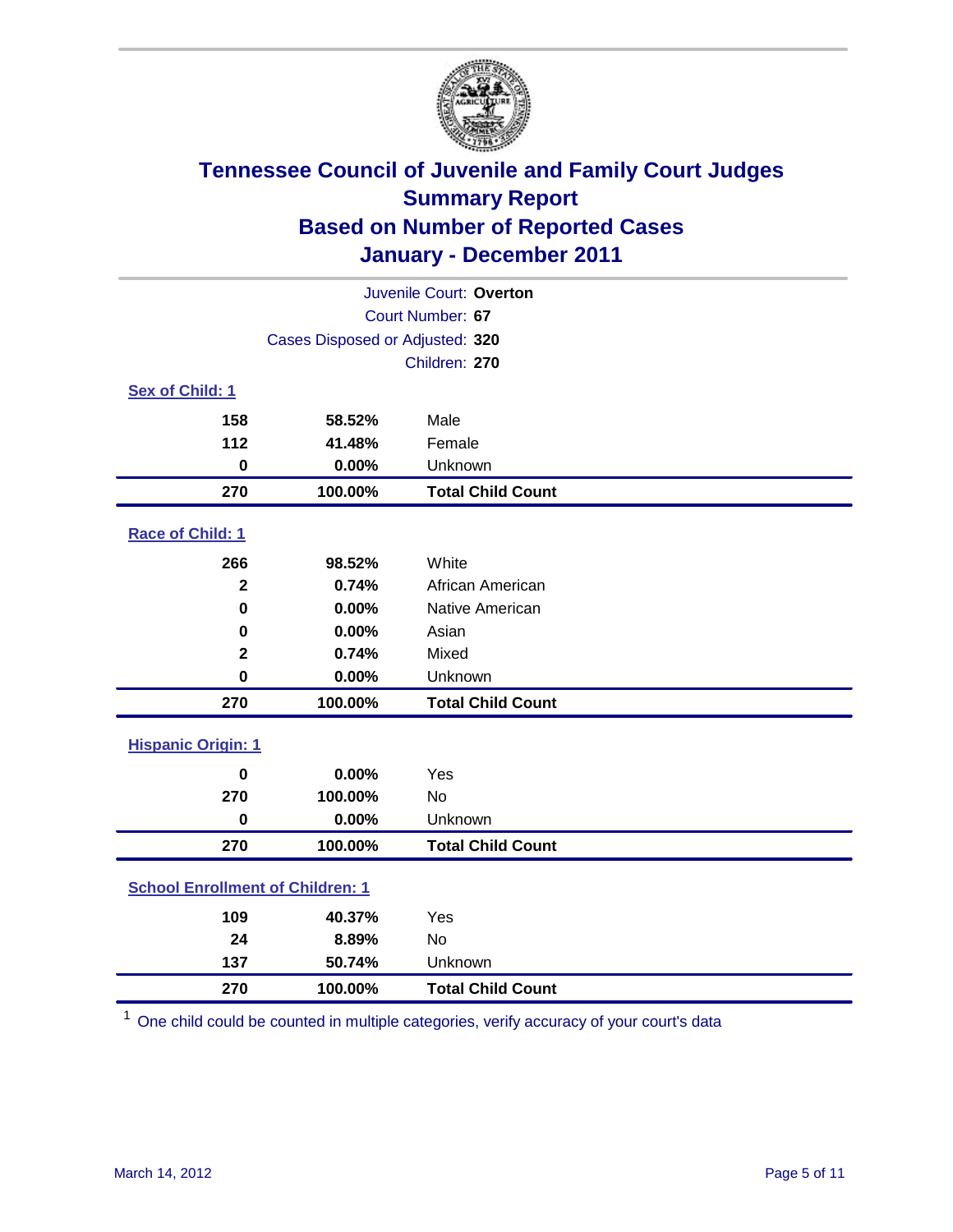# Tennessee Council of Juvenile and Family Court Judges
## Summary Report
## Based on Number of Reported Cases
## January - December 2011

Juvenile Court: **Overton**
Court Number: **67**
Cases Disposed or Adjusted: **320**
Children: **270**

### Sex of Child: 1

| | | |
|---|---|---|
| 158 | 58.52% | Male |
| 112 | 41.48% | Female |
| 0 | 0.00% | Unknown |
| **270** | **100.00%** | **Total Child Count** |

### Race of Child: 1

| | | |
|---|---|---|
| 266 | 98.52% | White |
| 2 | 0.74% | African American |
| 0 | 0.00% | Native American |
| 0 | 0.00% | Asian |
| 2 | 0.74% | Mixed |
| 0 | 0.00% | Unknown |
| **270** | **100.00%** | **Total Child Count** |

### Hispanic Origin: 1

| | | |
|---|---|---|
| 0 | 0.00% | Yes |
| 270 | 100.00% | No |
| 0 | 0.00% | Unknown |
| **270** | **100.00%** | **Total Child Count** |

### School Enrollment of Children: 1

| | | |
|---|---|---|
| 109 | 40.37% | Yes |
| 24 | 8.89% | No |
| 137 | 50.74% | Unknown |
| **270** | **100.00%** | **Total Child Count** |

[1] One child could be counted in multiple categories, verify accuracy of your court's data

March 14, 2012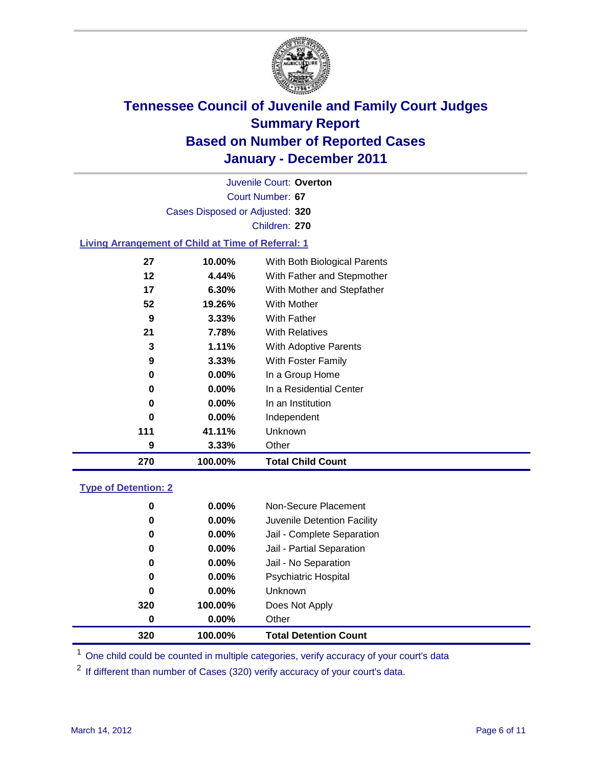# Tennessee Council of Juvenile and Family Court Judges
## Summary Report
## Based on Number of Reported Cases
## January - December 2011

Juvenile Court: **Overton**

Court Number: **67**

Cases Disposed or Adjusted: **320**

Children: **270**

### Living Arrangement of Child at Time of Referral: 1

| | | |
|---|---|---|
| 27 | 10.00% | With Both Biological Parents |
| 12 | 4.44% | With Father and Stepmother |
| 17 | 6.30% | With Mother and Stepfather |
| 52 | 19.26% | With Mother |
| 9 | 3.33% | With Father |
| 21 | 7.78% | With Relatives |
| 3 | 1.11% | With Adoptive Parents |
| 9 | 3.33% | With Foster Family |
| 0 | 0.00% | In a Group Home |
| 0 | 0.00% | In a Residential Center |
| 0 | 0.00% | In an Institution |
| 0 | 0.00% | Independent |
| 111 | 41.11% | Unknown |
| 9 | 3.33% | Other |
| **270** | **100.00%** | **Total Child Count** |

### Type of Detention: 2

| | | |
|---|---|---|
| 0 | 0.00% | Non-Secure Placement |
| 0 | 0.00% | Juvenile Detention Facility |
| 0 | 0.00% | Jail - Complete Separation |
| 0 | 0.00% | Jail - Partial Separation |
| 0 | 0.00% | Jail - No Separation |
| 0 | 0.00% | Psychiatric Hospital |
| 0 | 0.00% | Unknown |
| 320 | 100.00% | Does Not Apply |
| 0 | 0.00% | Other |
| **320** | **100.00%** | **Total Detention Count** |

[1] One child could be counted in multiple categories, verify accuracy of your court's data

[2] If different than number of Cases (320) verify accuracy of your court's data.

March 14, 2012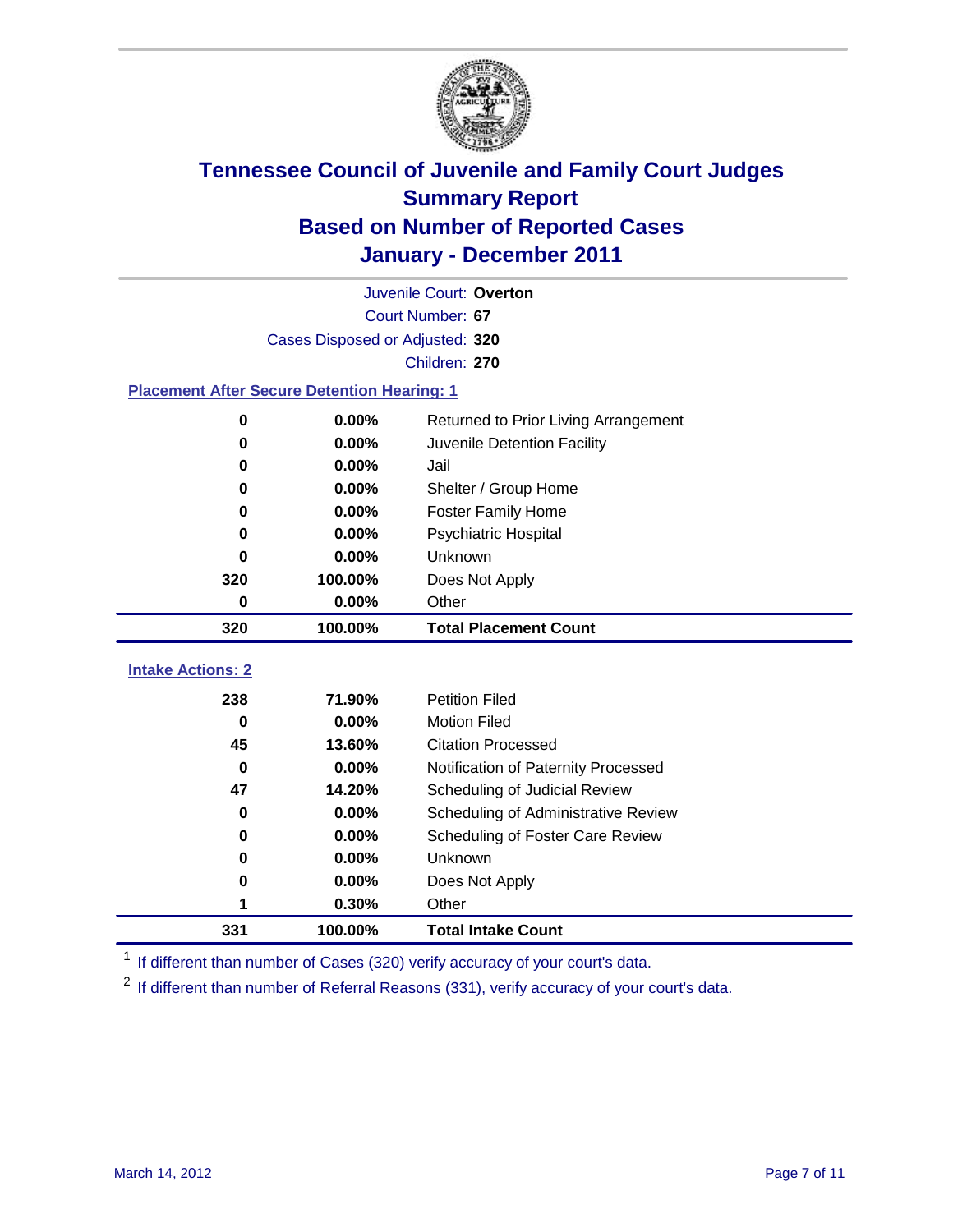# Tennessee Council of Juvenile and Family Court Judges
## Summary Report
## Based on Number of Reported Cases
## January - December 2011

Juvenile Court: **Overton**

Court Number: **67**

Cases Disposed or Adjusted: **320**

Children: **270**

### Placement After Secure Detention Hearing: 1

| Count | Percent | Placement |
|---|---|---|
| 0 | 0.00% | Returned to Prior Living Arrangement |
| 0 | 0.00% | Juvenile Detention Facility |
| 0 | 0.00% | Jail |
| 0 | 0.00% | Shelter / Group Home |
| 0 | 0.00% | Foster Family Home |
| 0 | 0.00% | Psychiatric Hospital |
| 0 | 0.00% | Unknown |
| 320 | 100.00% | Does Not Apply |
| 0 | 0.00% | Other |
| **320** | **100.00%** | **Total Placement Count** |

### Intake Actions: 2

| Count | Percent | Intake Action |
|---|---|---|
| 238 | 71.90% | Petition Filed |
| 0 | 0.00% | Motion Filed |
| 45 | 13.60% | Citation Processed |
| 0 | 0.00% | Notification of Paternity Processed |
| 47 | 14.20% | Scheduling of Judicial Review |
| 0 | 0.00% | Scheduling of Administrative Review |
| 0 | 0.00% | Scheduling of Foster Care Review |
| 0 | 0.00% | Unknown |
| 0 | 0.00% | Does Not Apply |
| 1 | 0.30% | Other |
| **331** | **100.00%** | **Total Intake Count** |

[1] If different than number of Cases (320) verify accuracy of your court's data.

[2] If different than number of Referral Reasons (331), verify accuracy of your court's data.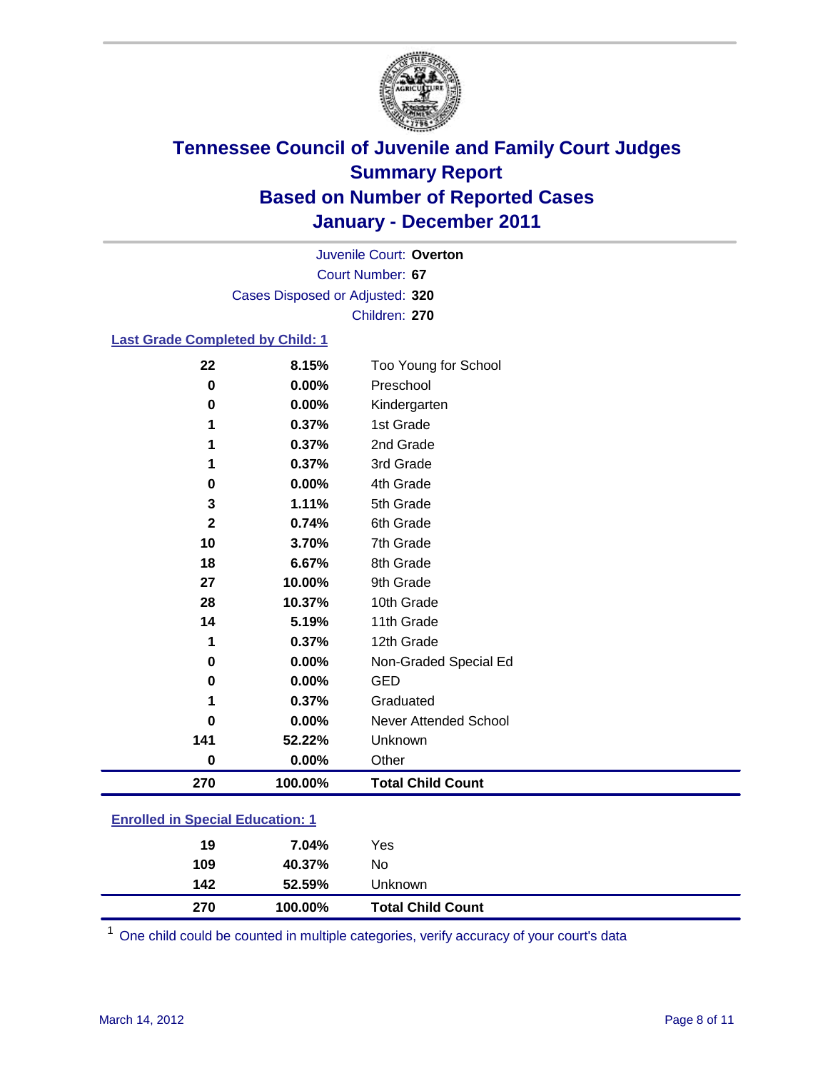# Tennessee Council of Juvenile and Family Court Judges
## Summary Report
## Based on Number of Reported Cases
## January - December 2011

Juvenile Court: **Overton**
Court Number: **67**
Cases Disposed or Adjusted: **320**
Children: **270**

### Last Grade Completed by Child: 1

| Count | Percent | Category |
|---|---|---|
| 22 | 8.15% | Too Young for School |
| 0 | 0.00% | Preschool |
| 0 | 0.00% | Kindergarten |
| 1 | 0.37% | 1st Grade |
| 1 | 0.37% | 2nd Grade |
| 1 | 0.37% | 3rd Grade |
| 0 | 0.00% | 4th Grade |
| 3 | 1.11% | 5th Grade |
| 2 | 0.74% | 6th Grade |
| 10 | 3.70% | 7th Grade |
| 18 | 6.67% | 8th Grade |
| 27 | 10.00% | 9th Grade |
| 28 | 10.37% | 10th Grade |
| 14 | 5.19% | 11th Grade |
| 1 | 0.37% | 12th Grade |
| 0 | 0.00% | Non-Graded Special Ed |
| 0 | 0.00% | GED |
| 1 | 0.37% | Graduated |
| 0 | 0.00% | Never Attended School |
| 141 | 52.22% | Unknown |
| 0 | 0.00% | Other |
| **270** | **100.00%** | **Total Child Count** |

### Enrolled in Special Education: 1

| Count | Percent | Category |
|---|---|---|
| 19 | 7.04% | Yes |
| 109 | 40.37% | No |
| 142 | 52.59% | Unknown |
| **270** | **100.00%** | **Total Child Count** |

[1] One child could be counted in multiple categories, verify accuracy of your court's data

March 14, 2012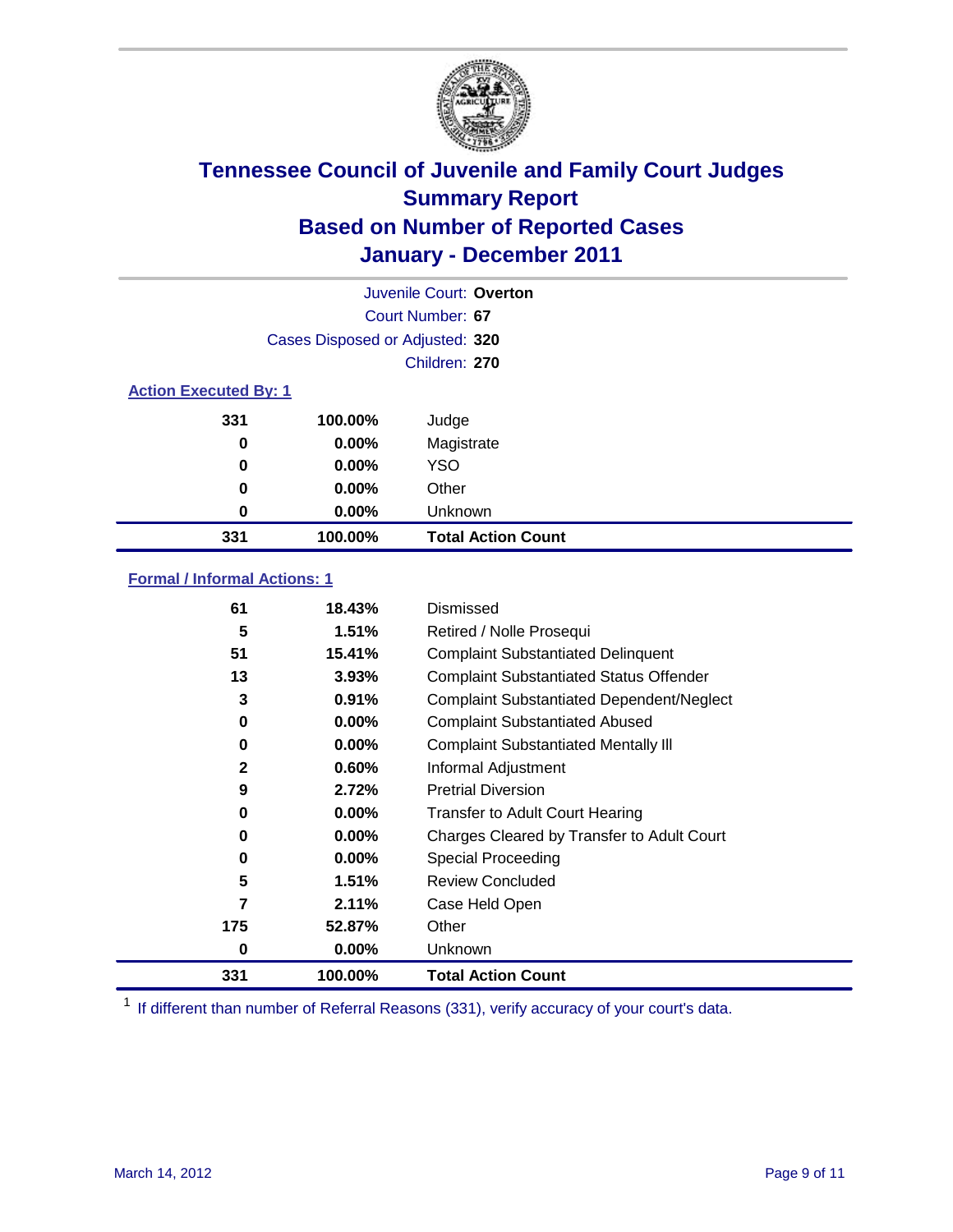# Tennessee Council of Juvenile and Family Court Judges
## Summary Report
## Based on Number of Reported Cases
## January - December 2011

Juvenile Court: **Overton**
Court Number: **67**
Cases Disposed or Adjusted: **320**
Children: **270**

### Action Executed By: 1

| | | |
|---|---|---|
| 331 | 100.00% | Judge |
| 0 | 0.00% | Magistrate |
| 0 | 0.00% | YSO |
| 0 | 0.00% | Other |
| 0 | 0.00% | Unknown |
| **331** | **100.00%** | **Total Action Count** |

### Formal / Informal Actions: 1

| | | |
|---|---|---|
| 61 | 18.43% | Dismissed |
| 5 | 1.51% | Retired / Nolle Prosequi |
| 51 | 15.41% | Complaint Substantiated Delinquent |
| 13 | 3.93% | Complaint Substantiated Status Offender |
| 3 | 0.91% | Complaint Substantiated Dependent/Neglect |
| 0 | 0.00% | Complaint Substantiated Abused |
| 0 | 0.00% | Complaint Substantiated Mentally Ill |
| 2 | 0.60% | Informal Adjustment |
| 9 | 2.72% | Pretrial Diversion |
| 0 | 0.00% | Transfer to Adult Court Hearing |
| 0 | 0.00% | Charges Cleared by Transfer to Adult Court |
| 0 | 0.00% | Special Proceeding |
| 5 | 1.51% | Review Concluded |
| 7 | 2.11% | Case Held Open |
| 175 | 52.87% | Other |
| 0 | 0.00% | Unknown |
| **331** | **100.00%** | **Total Action Count** |

[1] If different than number of Referral Reasons (331), verify accuracy of your court's data.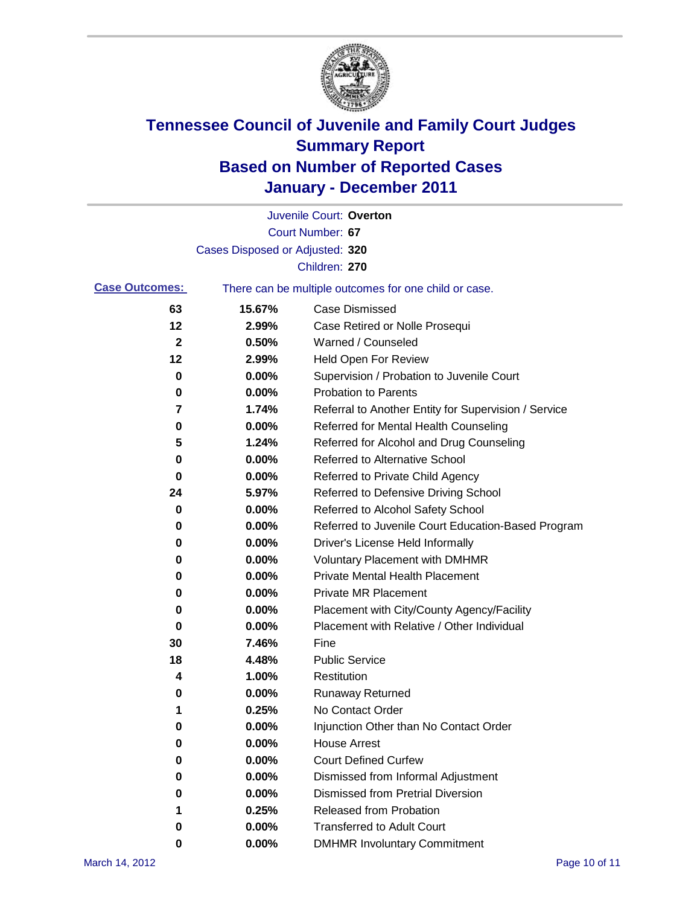# Tennessee Council of Juvenile and Family Court Judges
## Summary Report
## Based on Number of Reported Cases
## January - December 2011

Juvenile Court: **Overton**
Court Number: **67**
Cases Disposed or Adjusted: **320**
Children: **270**

**Case Outcomes:** There can be multiple outcomes for one child or case.

| | | |
|---|---|---|
| 63 | 15.67% | Case Dismissed |
| 12 | 2.99% | Case Retired or Nolle Prosequi |
| 2 | 0.50% | Warned / Counseled |
| 12 | 2.99% | Held Open For Review |
| 0 | 0.00% | Supervision / Probation to Juvenile Court |
| 0 | 0.00% | Probation to Parents |
| 7 | 1.74% | Referral to Another Entity for Supervision / Service |
| 0 | 0.00% | Referred for Mental Health Counseling |
| 5 | 1.24% | Referred for Alcohol and Drug Counseling |
| 0 | 0.00% | Referred to Alternative School |
| 0 | 0.00% | Referred to Private Child Agency |
| 24 | 5.97% | Referred to Defensive Driving School |
| 0 | 0.00% | Referred to Alcohol Safety School |
| 0 | 0.00% | Referred to Juvenile Court Education-Based Program |
| 0 | 0.00% | Driver's License Held Informally |
| 0 | 0.00% | Voluntary Placement with DMHMR |
| 0 | 0.00% | Private Mental Health Placement |
| 0 | 0.00% | Private MR Placement |
| 0 | 0.00% | Placement with City/County Agency/Facility |
| 0 | 0.00% | Placement with Relative / Other Individual |
| 30 | 7.46% | Fine |
| 18 | 4.48% | Public Service |
| 4 | 1.00% | Restitution |
| 0 | 0.00% | Runaway Returned |
| 1 | 0.25% | No Contact Order |
| 0 | 0.00% | Injunction Other than No Contact Order |
| 0 | 0.00% | House Arrest |
| 0 | 0.00% | Court Defined Curfew |
| 0 | 0.00% | Dismissed from Informal Adjustment |
| 0 | 0.00% | Dismissed from Pretrial Diversion |
| 1 | 0.25% | Released from Probation |
| 0 | 0.00% | Transferred to Adult Court |
| 0 | 0.00% | DMHMR Involuntary Commitment |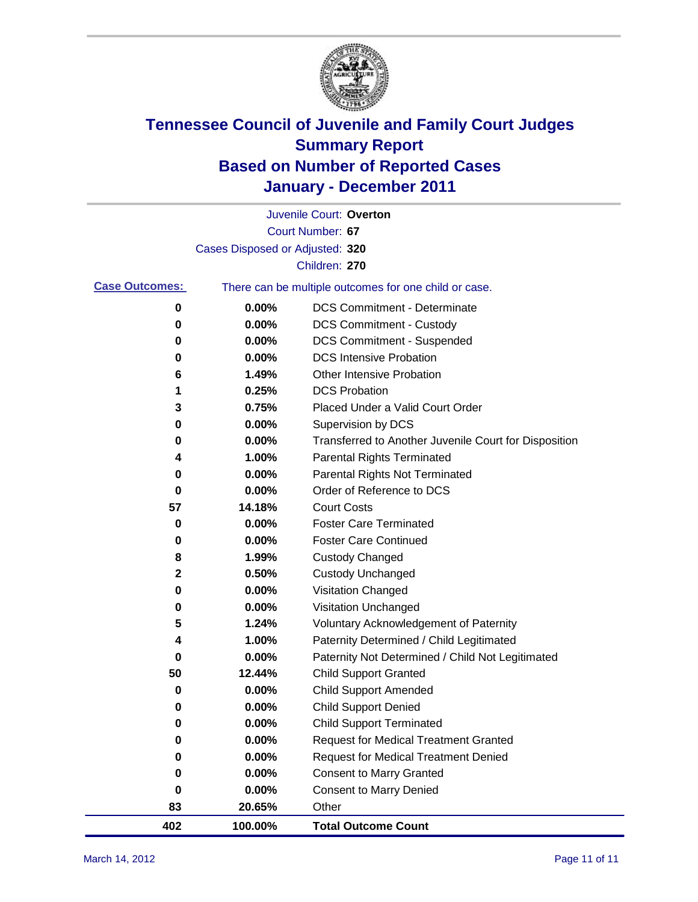# Tennessee Council of Juvenile and Family Court Judges
## Summary Report
## Based on Number of Reported Cases
## January - December 2011

Juvenile Court: **Overton**

Court Number: **67**

Cases Disposed or Adjusted: **320**

Children: **270**

**Case Outcomes:** There can be multiple outcomes for one child or case.

| | | |
|---|---|---|
| 0 | 0.00% | DCS Commitment - Determinate |
| 0 | 0.00% | DCS Commitment - Custody |
| 0 | 0.00% | DCS Commitment - Suspended |
| 0 | 0.00% | DCS Intensive Probation |
| 6 | 1.49% | Other Intensive Probation |
| 1 | 0.25% | DCS Probation |
| 3 | 0.75% | Placed Under a Valid Court Order |
| 0 | 0.00% | Supervision by DCS |
| 0 | 0.00% | Transferred to Another Juvenile Court for Disposition |
| 4 | 1.00% | Parental Rights Terminated |
| 0 | 0.00% | Parental Rights Not Terminated |
| 0 | 0.00% | Order of Reference to DCS |
| 57 | 14.18% | Court Costs |
| 0 | 0.00% | Foster Care Terminated |
| 0 | 0.00% | Foster Care Continued |
| 8 | 1.99% | Custody Changed |
| 2 | 0.50% | Custody Unchanged |
| 0 | 0.00% | Visitation Changed |
| 0 | 0.00% | Visitation Unchanged |
| 5 | 1.24% | Voluntary Acknowledgement of Paternity |
| 4 | 1.00% | Paternity Determined / Child Legitimated |
| 0 | 0.00% | Paternity Not Determined / Child Not Legitimated |
| 50 | 12.44% | Child Support Granted |
| 0 | 0.00% | Child Support Amended |
| 0 | 0.00% | Child Support Denied |
| 0 | 0.00% | Child Support Terminated |
| 0 | 0.00% | Request for Medical Treatment Granted |
| 0 | 0.00% | Request for Medical Treatment Denied |
| 0 | 0.00% | Consent to Marry Granted |
| 0 | 0.00% | Consent to Marry Denied |
| 83 | 20.65% | Other |
| **402** | **100.00%** | **Total Outcome Count** |